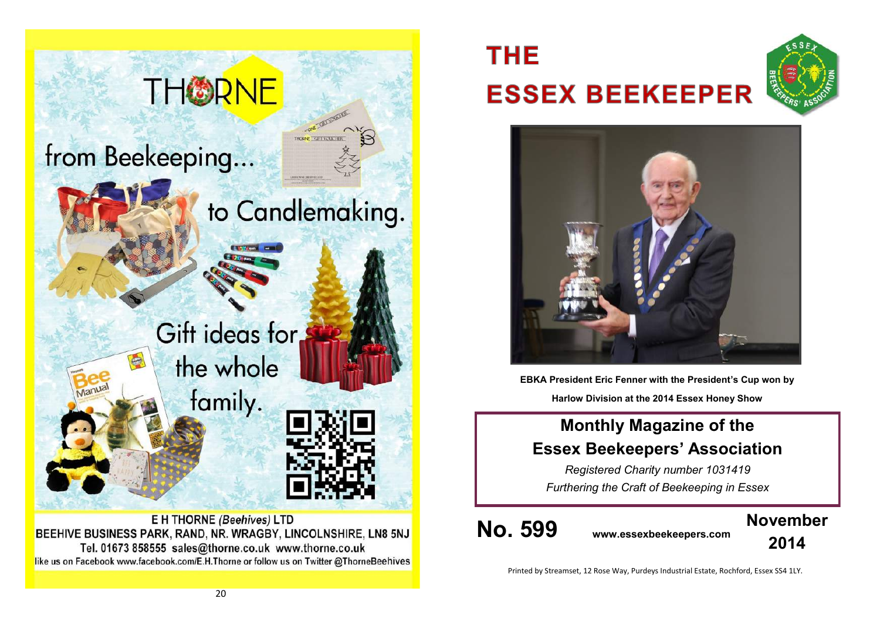# THORNE

from Beekeeping...

to Candlemaking.

Gift ideas for the whole family.

E H THORNE *(Beehives)* LTD
BEEHIVE BUSINESS PARK, RAND, NR. WRAGBY, LINCOLNSHIRE, LN8 5NJ
Tel. 01673 858555 sales@thorne.co.uk www.thorne.co.uk
like us on Facebook www.facebook.com/E.H.Thorne or follow us on Twitter @ThorneBeehives

# THE ESSEX BEEKEEPER

**EBKA President Eric Fenner with the President's Cup won by Harlow Division at the 2014 Essex Honey Show**

## Monthly Magazine of the Essex Beekeepers' Association

*Registered Charity number 1031419*

*Furthering the Craft of Beekeeping in Essex*

**No. 599** **www.essexbeekeepers.com** **November 2014**

Printed by Streamset, 12 Rose Way, Purdeys Industrial Estate, Rochford, Essex SS4 1LY.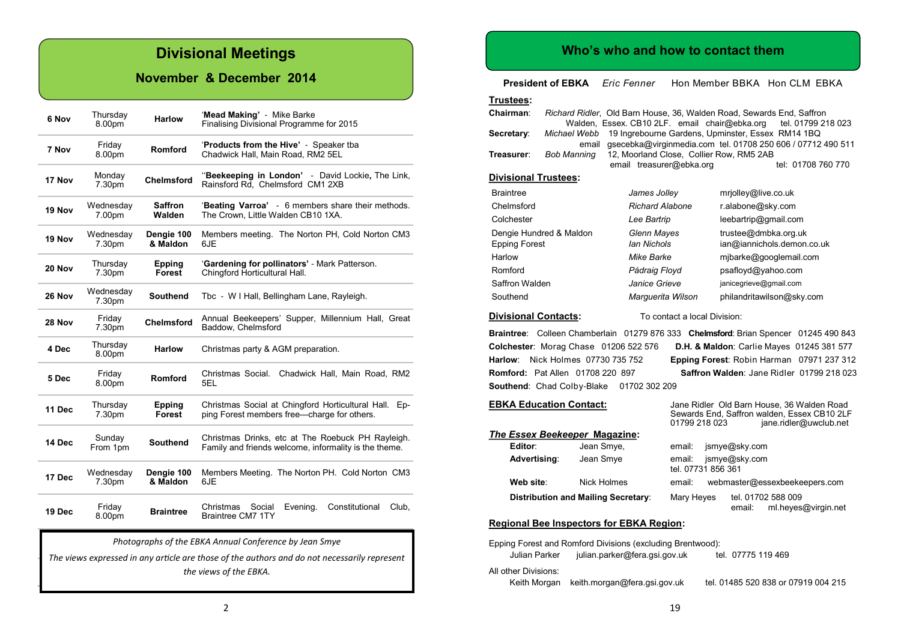# Divisional Meetings

## November & December 2014

| Date | Day/Time | Division | Details |
|---|---|---|---|
| 6 Nov | Thursday 8.00pm | Harlow | '**Mead Making**' - Mike Barke Finalising Divisional Programme for 2015 |
| 7 Nov | Friday 8.00pm | Romford | '**Products from the Hive**' - Speaker tba Chadwick Hall, Main Road, RM2 5EL |
| 17 Nov | Monday 7.30pm | Chelmsford | ''**Beekeeping in London**' - David Lockie**,** The Link, Rainsford Rd, Chelmsford CM1 2XB |
| 19 Nov | Wednesday 7.00pm | Saffron Walden | '**Beating Varroa**' - 6 members share their methods. The Crown, Little Walden CB10 1XA. |
| 19 Nov | Wednesday 7.30pm | Dengie 100 & Maldon | Members meeting. The Norton PH, Cold Norton CM3 6JE |
| 20 Nov | Thursday 7.30pm | Epping Forest | '**Gardening for pollinators**' - Mark Patterson. Chingford Horticultural Hall. |
| 26 Nov | Wednesday 7.30pm | Southend | Tbc - W I Hall, Bellingham Lane, Rayleigh. |
| 28 Nov | Friday 7.30pm | Chelmsford | Annual Beekeepers' Supper, Millennium Hall, Great Baddow, Chelmsford |
| 4 Dec | Thursday 8.00pm | Harlow | Christmas party & AGM preparation. |
| 5 Dec | Friday 8.00pm | Romford | Christmas Social. Chadwick Hall, Main Road, RM2 5EL |
| 11 Dec | Thursday 7.30pm | Epping Forest | Christmas Social at Chingford Horticultural Hall. Epping Forest members free—charge for others. |
| 14 Dec | Sunday From 1pm | Southend | Christmas Drinks, etc at The Roebuck PH Rayleigh. Family and friends welcome, informality is the theme. |
| 17 Dec | Wednesday 7.30pm | Dengie 100 & Maldon | Members Meeting. The Norton PH. Cold Norton CM3 6JE |
| 19 Dec | Friday 8.00pm | Braintree | Christmas Social Evening. Constitutional Club, Braintree CM7 1TY |

*Photographs of the EBKA Annual Conference by Jean Smye*

*The views expressed in any article are those of the authors and do not necessarily represent the views of the EBKA.*

# Who's who and how to contact them

**President of EBKA** *Eric Fenner* Hon Member BBKA Hon CLM EBKA

**Trustees:**

**Chairman**: *Richard Ridler*, Old Barn House, 36, Walden Road, Sewards End, Saffron Walden, Essex. CB10 2LF. email chair@ebka.org tel. 01799 218 023

**Secretary**: *Michael Webb* 19 Ingrebourne Gardens, Upminster, Essex RM14 1BQ email gsecebka@virginmedia.com tel. 01708 250 606 / 07712 490 511

**Treasurer**: *Bob Manning* 12, Moorland Close, Collier Row, RM5 2AB email treasurer@ebka.org tel: 01708 760 770

**Divisional Trustees:**

| Division | Trustee | Email |
|---|---|---|
| Braintree | *James Jolley* | mrjolley@live.co.uk |
| Chelmsford | *Richard Alabone* | r.alabone@sky.com |
| Colchester | *Lee Bartrip* | leebartrip@gmail.com |
| Dengie Hundred & Maldon | *Glenn Mayes* | trustee@dmbka.org.uk |
| Epping Forest | *Ian Nichols* | ian@iannichols.demon.co.uk |
| Harlow | *Mike Barke* | mjbarke@googlemail.com |
| Romford | *Pádraig Floyd* | psafloyd@yahoo.com |
| Saffron Walden | *Janice Grieve* | janicegrieve@gmail.com |
| Southend | *Marguerita Wilson* | philandritawilson@sky.com |

**Divisional Contacts:** To contact a local Division:

**Braintree**: Colleen Chamberlain 01279 876 333
**Chelmsford**: Brian Spencer 01245 490 843
**Colchester**: Morag Chase 01206 522 576
**D.H. & Maldon**: Carlie Mayes 01245 381 577
**Harlow**: Nick Holmes 07730 735 752
**Epping Forest**: Robin Harman 07971 237 312
**Romford:** Pat Allen 01708 220 897
**Saffron Walden**: Jane Ridler 01799 218 023
**Southend**: Chad Colby-Blake 01702 302 209

**EBKA Education Contact:** Jane Ridler Old Barn House, 36 Walden Road Sewards End, Saffron walden, Essex CB10 2LF 01799 218 023 jane.ridler@uwclub.net

***The Essex Beekeeper* Magazine:**

**Editor**: Jean Smye, email: jsmye@sky.com
**Advertising**: Jean Smye email: jsmye@sky.com tel. 07731 856 361
**Web site**: Nick Holmes email: webmaster@essexbeekeepers.com
**Distribution and Mailing Secretary**: Mary Heyes tel. 01702 588 009 email: ml.heyes@virgin.net

**Regional Bee Inspectors for EBKA Region:**

Epping Forest and Romford Divisions (excluding Brentwood):
Julian Parker julian.parker@fera.gsi.gov.uk tel. 07775 119 469

All other Divisions:
Keith Morgan keith.morgan@fera.gsi.gov.uk tel. 01485 520 838 or 07919 004 215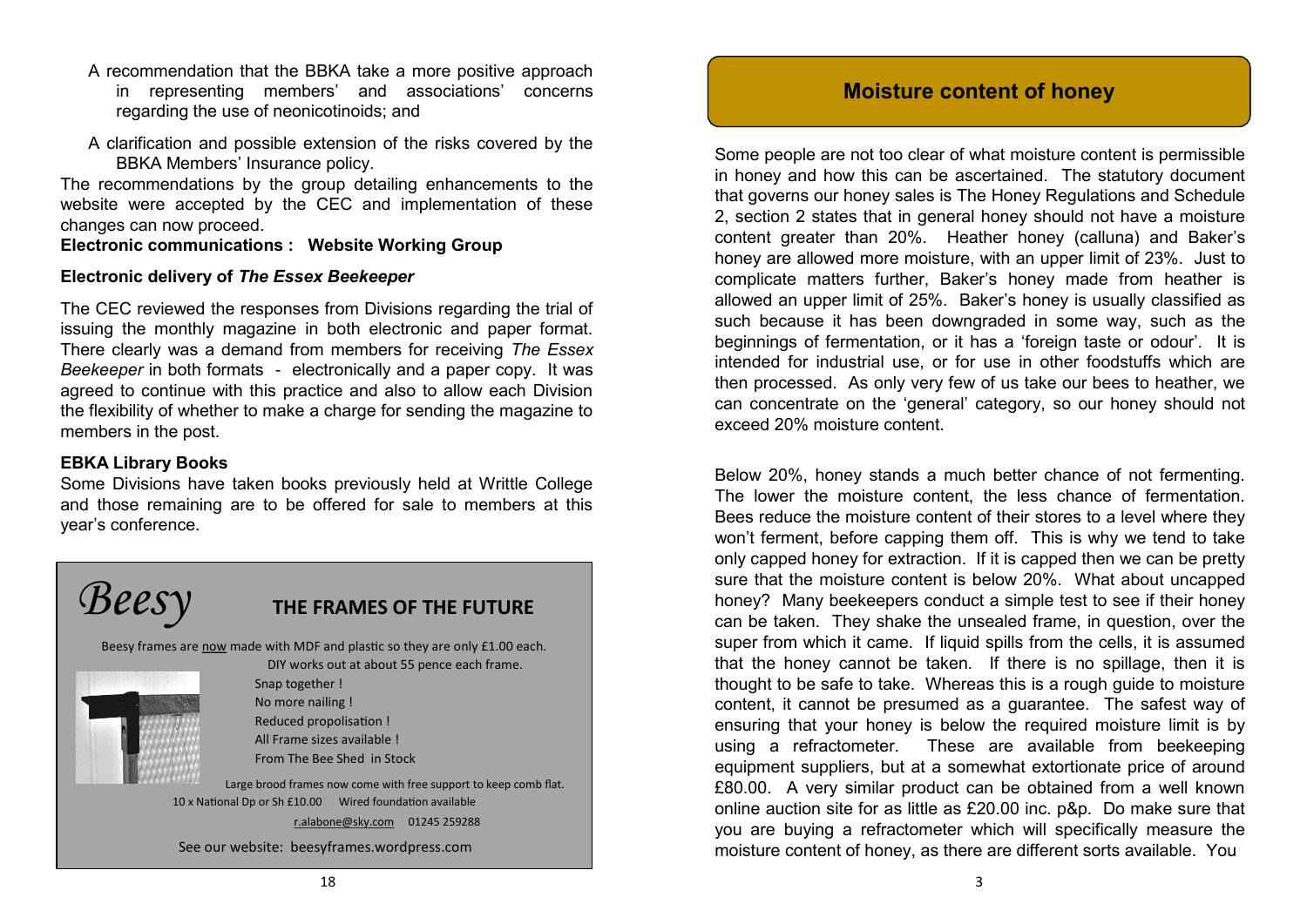A recommendation that the BBKA take a more positive approach in representing members' and associations' concerns regarding the use of neonicotinoids; and

A clarification and possible extension of the risks covered by the BBKA Members' Insurance policy.

The recommendations by the group detailing enhancements to the website were accepted by the CEC and implementation of these changes can now proceed.

**Electronic communications : Website Working Group**

**Electronic delivery of *The Essex Beekeeper***

The CEC reviewed the responses from Divisions regarding the trial of issuing the monthly magazine in both electronic and paper format. There clearly was a demand from members for receiving *The Essex Beekeeper* in both formats - electronically and a paper copy. It was agreed to continue with this practice and also to allow each Division the flexibility of whether to make a charge for sending the magazine to members in the post.

**EBKA Library Books**

Some Divisions have taken books previously held at Writtle College and those remaining are to be offered for sale to members at this year's conference.

*Beesy* **THE FRAMES OF THE FUTURE**

Beesy frames are now made with MDF and plastic so they are only £1.00 each.

DIY works out at about 55 pence each frame.

Snap together !
No more nailing !
Reduced propolisation !
All Frame sizes available !
From The Bee Shed in Stock

Large brood frames now come with free support to keep comb flat.

10 x National Dp or Sh £10.00 Wired foundation available

r.alabone@sky.com 01245 259288

See our website: beesyframes.wordpress.com

## Moisture content of honey

Some people are not too clear of what moisture content is permissible in honey and how this can be ascertained. The statutory document that governs our honey sales is The Honey Regulations and Schedule 2, section 2 states that in general honey should not have a moisture content greater than 20%. Heather honey (calluna) and Baker's honey are allowed more moisture, with an upper limit of 23%. Just to complicate matters further, Baker's honey made from heather is allowed an upper limit of 25%. Baker's honey is usually classified as such because it has been downgraded in some way, such as the beginnings of fermentation, or it has a 'foreign taste or odour'. It is intended for industrial use, or for use in other foodstuffs which are then processed. As only very few of us take our bees to heather, we can concentrate on the 'general' category, so our honey should not exceed 20% moisture content.

Below 20%, honey stands a much better chance of not fermenting. The lower the moisture content, the less chance of fermentation. Bees reduce the moisture content of their stores to a level where they won't ferment, before capping them off. This is why we tend to take only capped honey for extraction. If it is capped then we can be pretty sure that the moisture content is below 20%. What about uncapped honey? Many beekeepers conduct a simple test to see if their honey can be taken. They shake the unsealed frame, in question, over the super from which it came. If liquid spills from the cells, it is assumed that the honey cannot be taken. If there is no spillage, then it is thought to be safe to take. Whereas this is a rough guide to moisture content, it cannot be presumed as a guarantee. The safest way of ensuring that your honey is below the required moisture limit is by using a refractometer. These are available from beekeeping equipment suppliers, but at a somewhat extortionate price of around £80.00. A very similar product can be obtained from a well known online auction site for as little as £20.00 inc. p&p. Do make sure that you are buying a refractometer which will specifically measure the moisture content of honey, as there are different sorts available. You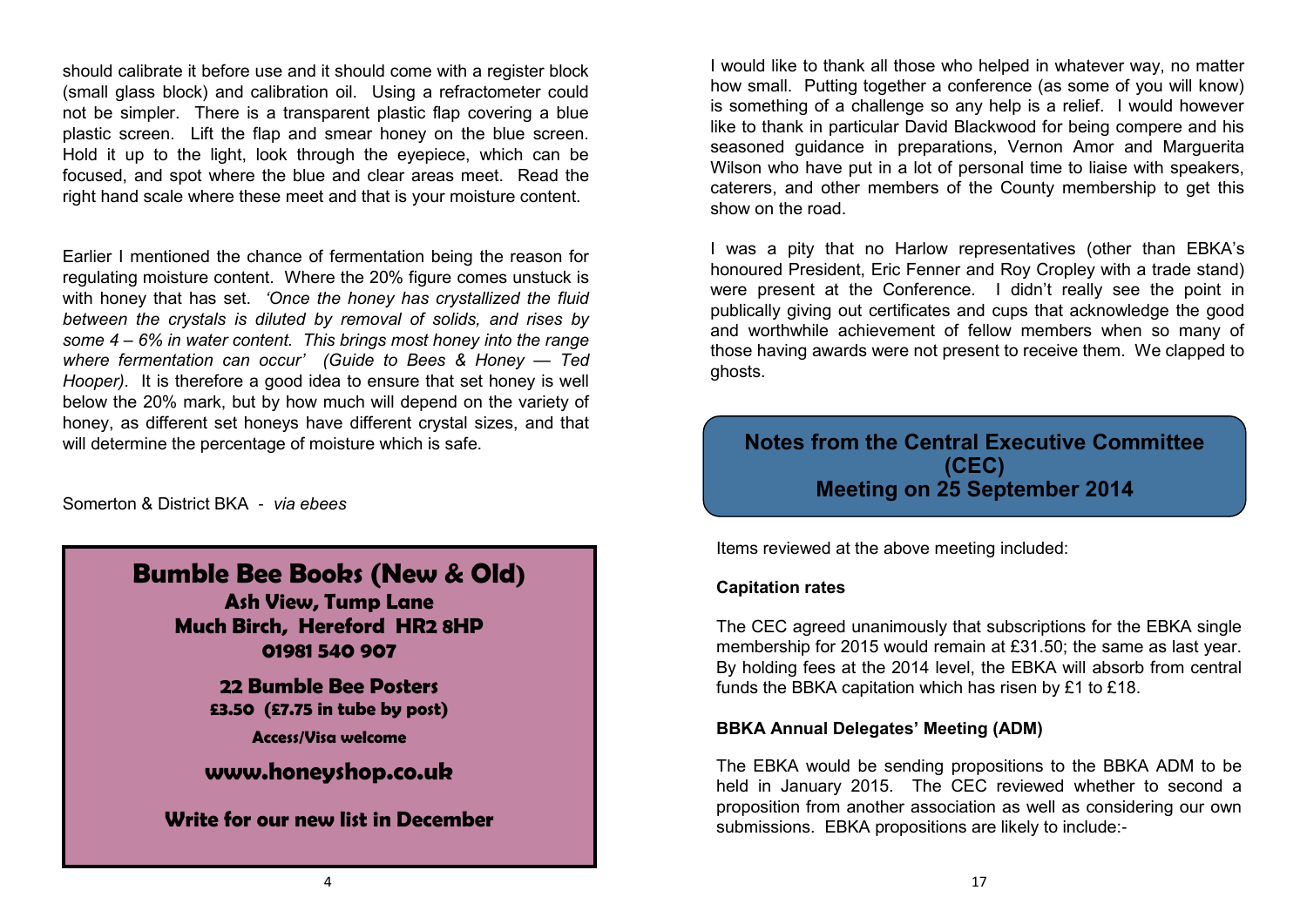should calibrate it before use and it should come with a register block (small glass block) and calibration oil. Using a refractometer could not be simpler. There is a transparent plastic flap covering a blue plastic screen. Lift the flap and smear honey on the blue screen. Hold it up to the light, look through the eyepiece, which can be focused, and spot where the blue and clear areas meet. Read the right hand scale where these meet and that is your moisture content.

Earlier I mentioned the chance of fermentation being the reason for regulating moisture content. Where the 20% figure comes unstuck is with honey that has set. *'Once the honey has crystallized the fluid between the crystals is diluted by removal of solids, and rises by some 4 – 6% in water content. This brings most honey into the range where fermentation can occur' (Guide to Bees & Honey — Ted Hooper).* It is therefore a good idea to ensure that set honey is well below the 20% mark, but by how much will depend on the variety of honey, as different set honeys have different crystal sizes, and that will determine the percentage of moisture which is safe.

Somerton & District BKA - *via ebees*

**Bumble Bee Books (New & Old)**
**Ash View, Tump Lane**
**Much Birch, Hereford HR2 8HP**
**01981 540 907**

**22 Bumble Bee Posters**
**£3.50 (£7.75 in tube by post)**

**Access/Visa welcome**

**www.honeyshop.co.uk**

**Write for our new list in December**

I would like to thank all those who helped in whatever way, no matter how small. Putting together a conference (as some of you will know) is something of a challenge so any help is a relief. I would however like to thank in particular David Blackwood for being compere and his seasoned guidance in preparations, Vernon Amor and Marguerita Wilson who have put in a lot of personal time to liaise with speakers, caterers, and other members of the County membership to get this show on the road.

I was a pity that no Harlow representatives (other than EBKA's honoured President, Eric Fenner and Roy Cropley with a trade stand) were present at the Conference. I didn't really see the point in publically giving out certificates and cups that acknowledge the good and worthwhile achievement of fellow members when so many of those having awards were not present to receive them. We clapped to ghosts.

## Notes from the Central Executive Committee (CEC) Meeting on 25 September 2014

Items reviewed at the above meeting included:

**Capitation rates**

The CEC agreed unanimously that subscriptions for the EBKA single membership for 2015 would remain at £31.50; the same as last year. By holding fees at the 2014 level, the EBKA will absorb from central funds the BBKA capitation which has risen by £1 to £18.

**BBKA Annual Delegates' Meeting (ADM)**

The EBKA would be sending propositions to the BBKA ADM to be held in January 2015. The CEC reviewed whether to second a proposition from another association as well as considering our own submissions. EBKA propositions are likely to include:-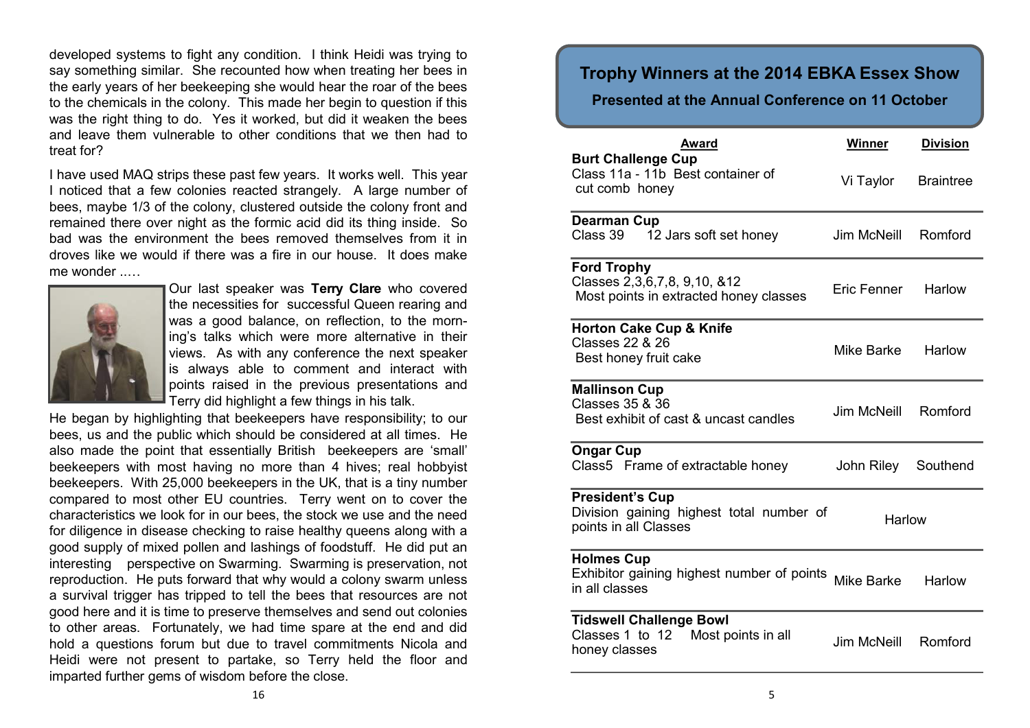developed systems to fight any condition. I think Heidi was trying to say something similar. She recounted how when treating her bees in the early years of her beekeeping she would hear the roar of the bees to the chemicals in the colony. This made her begin to question if this was the right thing to do. Yes it worked, but did it weaken the bees and leave them vulnerable to other conditions that we then had to treat for?

I have used MAQ strips these past few years. It works well. This year I noticed that a few colonies reacted strangely. A large number of bees, maybe 1/3 of the colony, clustered outside the colony front and remained there over night as the formic acid did its thing inside. So bad was the environment the bees removed themselves from it in droves like we would if there was a fire in our house. It does make me wonder .….

Our last speaker was **Terry Clare** who covered the necessities for successful Queen rearing and was a good balance, on reflection, to the morning's talks which were more alternative in their views. As with any conference the next speaker is always able to comment and interact with points raised in the previous presentations and Terry did highlight a few things in his talk.

He began by highlighting that beekeepers have responsibility; to our bees, us and the public which should be considered at all times. He also made the point that essentially British beekeepers are 'small' beekeepers with most having no more than 4 hives; real hobbyist beekeepers. With 25,000 beekeepers in the UK, that is a tiny number compared to most other EU countries. Terry went on to cover the characteristics we look for in our bees, the stock we use and the need for diligence in disease checking to raise healthy queens along with a good supply of mixed pollen and lashings of foodstuff. He did put an interesting perspective on Swarming. Swarming is preservation, not reproduction. He puts forward that why would a colony swarm unless a survival trigger has tripped to tell the bees that resources are not good here and it is time to preserve themselves and send out colonies to other areas. Fortunately, we had time spare at the end and did hold a questions forum but due to travel commitments Nicola and Heidi were not present to partake, so Terry held the floor and imparted further gems of wisdom before the close.

## Trophy Winners at the 2014 EBKA Essex Show

### Presented at the Annual Conference on 11 October

| Award | Winner | Division |
|---|---|---|
| **Burt Challenge Cup**<br>Class 11a - 11b Best container of cut comb honey | Vi Taylor | Braintree |
| **Dearman Cup**<br>Class 39 12 Jars soft set honey | Jim McNeill | Romford |
| **Ford Trophy**<br>Classes 2,3,6,7,8, 9,10, &12<br>Most points in extracted honey classes | Eric Fenner | Harlow |
| **Horton Cake Cup & Knife**<br>Classes 22 & 26<br>Best honey fruit cake | Mike Barke | Harlow |
| **Mallinson Cup**<br>Classes 35 & 36<br>Best exhibit of cast & uncast candles | Jim McNeill | Romford |
| **Ongar Cup**<br>Class5 Frame of extractable honey | John Riley | Southend |
| **President's Cup**<br>Division gaining highest total number of points in all Classes | Harlow | |
| **Holmes Cup**<br>Exhibitor gaining highest number of points in all classes | Mike Barke | Harlow |
| **Tidswell Challenge Bowl**<br>Classes 1 to 12 Most points in all honey classes | Jim McNeill | Romford |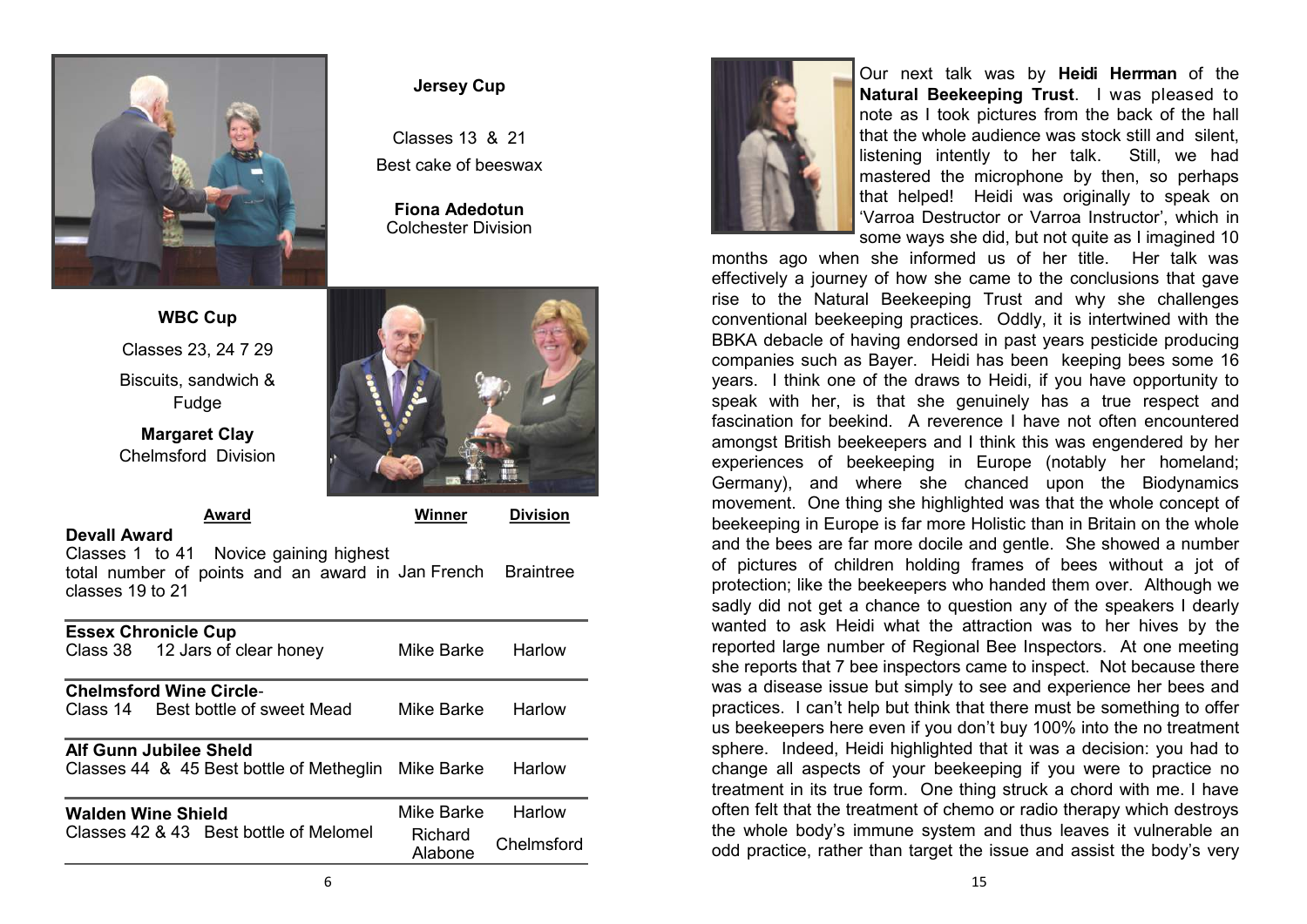**Jersey Cup**

Classes 13 & 21

Best cake of beeswax

**Fiona Adedotun**
Colchester Division

**WBC Cup**

Classes 23, 24 7 29

Biscuits, sandwich & Fudge

**Margaret Clay**
Chelmsford Division

| Award | Winner | Division |
|---|---|---|
| **Devall Award** Classes 1 to 41 Novice gaining highest total number of points and an award in classes 19 to 21 | Jan French | Braintree |
| **Essex Chronicle Cup** Class 38 12 Jars of clear honey | Mike Barke | Harlow |
| **Chelmsford Wine Circle**- Class 14 Best bottle of sweet Mead | Mike Barke | Harlow |
| **Alf Gunn Jubilee Sheld** Classes 44 & 45 Best bottle of Metheglin | Mike Barke | Harlow |
| **Walden Wine Shield** Classes 42 & 43 Best bottle of Melomel | Mike Barke | Harlow |
| | Richard Alabone | Chelmsford |

Our next talk was by **Heidi Herrman** of the **Natural Beekeeping Trust**. I was pleased to note as I took pictures from the back of the hall that the whole audience was stock still and silent, listening intently to her talk. Still, we had mastered the microphone by then, so perhaps that helped! Heidi was originally to speak on 'Varroa Destructor or Varroa Instructor', which in some ways she did, but not quite as I imagined 10 months ago when she informed us of her title. Her talk was effectively a journey of how she came to the conclusions that gave rise to the Natural Beekeeping Trust and why she challenges conventional beekeeping practices. Oddly, it is intertwined with the BBKA debacle of having endorsed in past years pesticide producing companies such as Bayer. Heidi has been keeping bees some 16 years. I think one of the draws to Heidi, if you have opportunity to speak with her, is that she genuinely has a true respect and fascination for beekind. A reverence I have not often encountered amongst British beekeepers and I think this was engendered by her experiences of beekeeping in Europe (notably her homeland; Germany), and where she chanced upon the Biodynamics movement. One thing she highlighted was that the whole concept of beekeeping in Europe is far more Holistic than in Britain on the whole and the bees are far more docile and gentle. She showed a number of pictures of children holding frames of bees without a jot of protection; like the beekeepers who handed them over. Although we sadly did not get a chance to question any of the speakers I dearly wanted to ask Heidi what the attraction was to her hives by the reported large number of Regional Bee Inspectors. At one meeting she reports that 7 bee inspectors came to inspect. Not because there was a disease issue but simply to see and experience her bees and practices. I can't help but think that there must be something to offer us beekeepers here even if you don't buy 100% into the no treatment sphere. Indeed, Heidi highlighted that it was a decision: you had to change all aspects of your beekeeping if you were to practice no treatment in its true form. One thing struck a chord with me. I have often felt that the treatment of chemo or radio therapy which destroys the whole body's immune system and thus leaves it vulnerable an odd practice, rather than target the issue and assist the body's very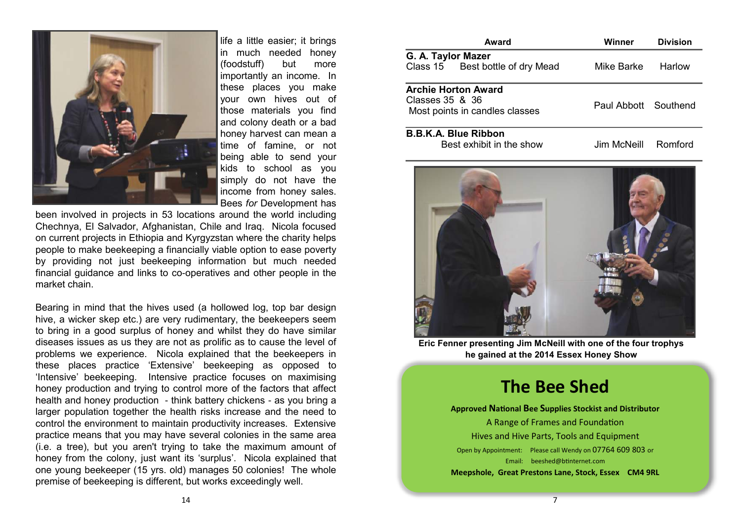life a little easier; it brings in much needed honey (foodstuff) but more importantly an income. In these places you make your own hives out of those materials you find and colony death or a bad honey harvest can mean a time of famine, or not being able to send your kids to school as you simply do not have the income from honey sales. Bees *for* Development has been involved in projects in 53 locations around the world including Chechnya, El Salvador, Afghanistan, Chile and Iraq. Nicola focused on current projects in Ethiopia and Kyrgyzstan where the charity helps people to make beekeeping a financially viable option to ease poverty by providing not just beekeeping information but much needed financial guidance and links to co-operatives and other people in the market chain.

Bearing in mind that the hives used (a hollowed log, top bar design hive, a wicker skep etc.) are very rudimentary, the beekeepers seem to bring in a good surplus of honey and whilst they do have similar diseases issues as us they are not as prolific as to cause the level of problems we experience. Nicola explained that the beekeepers in these places practice 'Extensive' beekeeping as opposed to 'Intensive' beekeeping. Intensive practice focuses on maximising honey production and trying to control more of the factors that affect health and honey production - think battery chickens - as you bring a larger population together the health risks increase and the need to control the environment to maintain productivity increases. Extensive practice means that you may have several colonies in the same area (i.e. a tree), but you aren't trying to take the maximum amount of honey from the colony, just want its 'surplus'. Nicola explained that one young beekeeper (15 yrs. old) manages 50 colonies! The whole premise of beekeeping is different, but works exceedingly well.

| Award | Winner | Division |
|---|---|---|
| **G. A. Taylor Mazer**<br>Class 15 Best bottle of dry Mead | Mike Barke | Harlow |
| **Archie Horton Award**<br>Classes 35 & 36<br>Most points in candles classes | Paul Abbott | Southend |
| **B.B.K.A. Blue Ribbon**<br>Best exhibit in the show | Jim McNeill | Romford |

**Eric Fenner presenting Jim McNeill with one of the four trophys he gained at the 2014 Essex Honey Show**

# The Bee Shed

**Approved National Bee Supplies Stockist and Distributor**

A Range of Frames and Foundation

Hives and Hive Parts, Tools and Equipment

Open by Appointment: Please call Wendy on 07764 609 803 or

Email: beeshed@btinternet.com

**Meepshole, Great Prestons Lane, Stock, Essex CM4 9RL**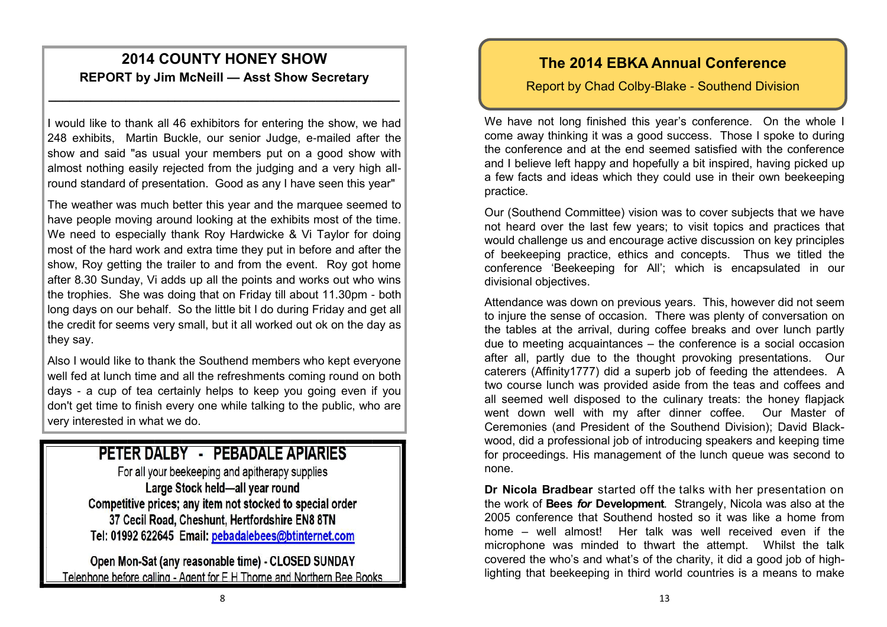## 2014 COUNTY HONEY SHOW

### REPORT by Jim McNeill — Asst Show Secretary

I would like to thank all 46 exhibitors for entering the show, we had 248 exhibits, Martin Buckle, our senior Judge, e-mailed after the show and said "as usual your members put on a good show with almost nothing easily rejected from the judging and a very high all-round standard of presentation. Good as any I have seen this year"

The weather was much better this year and the marquee seemed to have people moving around looking at the exhibits most of the time. We need to especially thank Roy Hardwicke & Vi Taylor for doing most of the hard work and extra time they put in before and after the show, Roy getting the trailer to and from the event. Roy got home after 8.30 Sunday, Vi adds up all the points and works out who wins the trophies. She was doing that on Friday till about 11.30pm - both long days on our behalf. So the little bit I do during Friday and get all the credit for seems very small, but it all worked out ok on the day as they say.

Also I would like to thank the Southend members who kept everyone well fed at lunch time and all the refreshments coming round on both days - a cup of tea certainly helps to keep you going even if you don't get time to finish every one while talking to the public, who are very interested in what we do.

---

**PETER DALBY - PEBADALE APIARIES**

For all your beekeeping and apitherapy supplies

**Large Stock held—all year round**

**Competitive prices; any item not stocked to special order**

**37 Cecil Road, Cheshunt, Hertfordshire EN8 8TN**

**Tel: 01992 622645 Email: pebadalebees@btinternet.com**

**Open Mon-Sat (any reasonable time) - CLOSED SUNDAY**

Telephone before calling - Agent for E H Thorne and Northern Bee Books

---

## The 2014 EBKA Annual Conference

Report by Chad Colby-Blake - Southend Division

We have not long finished this year's conference. On the whole I come away thinking it was a good success. Those I spoke to during the conference and at the end seemed satisfied with the conference and I believe left happy and hopefully a bit inspired, having picked up a few facts and ideas which they could use in their own beekeeping practice.

Our (Southend Committee) vision was to cover subjects that we have not heard over the last few years; to visit topics and practices that would challenge us and encourage active discussion on key principles of beekeeping practice, ethics and concepts. Thus we titled the conference 'Beekeeping for All'; which is encapsulated in our divisional objectives.

Attendance was down on previous years. This, however did not seem to injure the sense of occasion. There was plenty of conversation on the tables at the arrival, during coffee breaks and over lunch partly due to meeting acquaintances – the conference is a social occasion after all, partly due to the thought provoking presentations. Our caterers (Affinity1777) did a superb job of feeding the attendees. A two course lunch was provided aside from the teas and coffees and all seemed well disposed to the culinary treats: the honey flapjack went down well with my after dinner coffee. Our Master of Ceremonies (and President of the Southend Division); David Blackwood, did a professional job of introducing speakers and keeping time for proceedings. His management of the lunch queue was second to none.

**Dr Nicola Bradbear** started off the talks with her presentation on the work of **Bees *for* Development**. Strangely, Nicola was also at the 2005 conference that Southend hosted so it was like a home from home – well almost! Her talk was well received even if the microphone was minded to thwart the attempt. Whilst the talk covered the who's and what's of the charity, it did a good job of high-lighting that beekeeping in third world countries is a means to make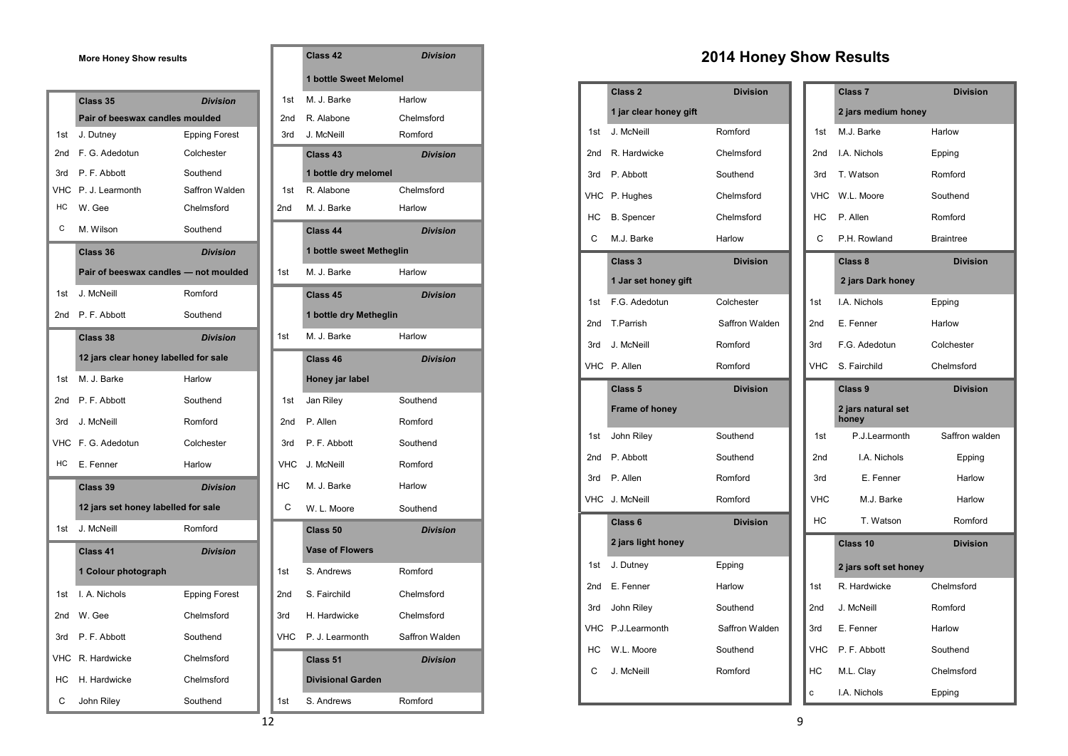**More Honey Show results**

| | Class 35 | Division |
|---|---|---|
| | Pair of beeswax candles moulded | |
| 1st | J. Dutney | Epping Forest |
| 2nd | F. G. Adedotun | Colchester |
| 3rd | P. F. Abbott | Southend |
| VHC | P. J. Learmonth | Saffron Walden |
| HC | W. Gee | Chelmsford |
| C | M. Wilson | Southend |

| | Class 36 | Division |
|---|---|---|
| | Pair of beeswax candles — not moulded | |
| 1st | J. McNeill | Romford |
| 2nd | P. F. Abbott | Southend |

| | Class 38 | Division |
|---|---|---|
| | 12 jars clear honey labelled for sale | |
| 1st | M. J. Barke | Harlow |
| 2nd | P. F. Abbott | Southend |
| 3rd | J. McNeill | Romford |
| VHC | F. G. Adedotun | Colchester |
| HC | E. Fenner | Harlow |

| | Class 39 | Division |
|---|---|---|
| | 12 jars set honey labelled for sale | |
| 1st | J. McNeill | Romford |

| | Class 41 | Division |
|---|---|---|
| | 1 Colour photograph | |
| 1st | I. A. Nichols | Epping Forest |
| 2nd | W. Gee | Chelmsford |
| 3rd | P. F. Abbott | Southend |
| VHC | R. Hardwicke | Chelmsford |
| HC | H. Hardwicke | Chelmsford |
| C | John Riley | Southend |

| | Class 42 | Division |
|---|---|---|
| | 1 bottle Sweet Melomel | |
| 1st | M. J. Barke | Harlow |
| 2nd | R. Alabone | Chelmsford |
| 3rd | J. McNeill | Romford |

| | Class 43 | Division |
|---|---|---|
| | 1 bottle dry melomel | |
| 1st | R. Alabone | Chelmsford |
| 2nd | M. J. Barke | Harlow |

| | Class 44 | Division |
|---|---|---|
| | 1 bottle sweet Metheglin | |
| 1st | M. J. Barke | Harlow |

| | Class 45 | Division |
|---|---|---|
| | 1 bottle dry Metheglin | |
| 1st | M. J. Barke | Harlow |

| | Class 46 | Division |
|---|---|---|
| | Honey jar label | |
| 1st | Jan Riley | Southend |
| 2nd | P. Allen | Romford |
| 3rd | P. F. Abbott | Southend |
| VHC | J. McNeill | Romford |
| HC | M. J. Barke | Harlow |
| C | W. L. Moore | Southend |

| | Class 50 | Division |
|---|---|---|
| | Vase of Flowers | |
| 1st | S. Andrews | Romford |
| 2nd | S. Fairchild | Chelmsford |
| 3rd | H. Hardwicke | Chelmsford |
| VHC | P. J. Learmonth | Saffron Walden |

| | Class 51 | Division |
|---|---|---|
| | Divisional Garden | |
| 1st | S. Andrews | Romford |

# 2014 Honey Show Results

| | Class 2 | Division |
|---|---|---|
| | 1 jar clear honey gift | |
| 1st | J. McNeill | Romford |
| 2nd | R. Hardwicke | Chelmsford |
| 3rd | P. Abbott | Southend |
| VHC | P. Hughes | Chelmsford |
| HC | B. Spencer | Chelmsford |
| C | M.J. Barke | Harlow |

| | Class 3 | Division |
|---|---|---|
| | 1 Jar set honey gift | |
| 1st | F.G. Adedotun | Colchester |
| 2nd | T.Parrish | Saffron Walden |
| 3rd | J. McNeill | Romford |
| VHC | P. Allen | Romford |

| | Class 5 | Division |
|---|---|---|
| | Frame of honey | |
| 1st | John Riley | Southend |
| 2nd | P. Abbott | Southend |
| 3rd | P. Allen | Romford |
| VHC | J. McNeill | Romford |

| | Class 6 | Division |
|---|---|---|
| | 2 jars light honey | |
| 1st | J. Dutney | Epping |
| 2nd | E. Fenner | Harlow |
| 3rd | John Riley | Southend |
| VHC | P.J.Learmonth | Saffron Walden |
| HC | W.L. Moore | Southend |
| C | J. McNeill | Romford |

| | Class 7 | Division |
|---|---|---|
| | 2 jars medium honey | |
| 1st | M.J. Barke | Harlow |
| 2nd | I.A. Nichols | Epping |
| 3rd | T. Watson | Romford |
| VHC | W.L. Moore | Southend |
| HC | P. Allen | Romford |
| C | P.H. Rowland | Braintree |

| | Class 8 | Division |
|---|---|---|
| | 2 jars Dark honey | |
| 1st | I.A. Nichols | Epping |
| 2nd | E. Fenner | Harlow |
| 3rd | F.G. Adedotun | Colchester |
| VHC | S. Fairchild | Chelmsford |

| | Class 9 | Division |
|---|---|---|
| | 2 jars natural set honey | |
| 1st | P.J.Learmonth | Saffron walden |
| 2nd | I.A. Nichols | Epping |
| 3rd | E. Fenner | Harlow |
| VHC | M.J. Barke | Harlow |
| HC | T. Watson | Romford |

| | Class 10 | Division |
|---|---|---|
| | 2 jars soft set honey | |
| 1st | R. Hardwicke | Chelmsford |
| 2nd | J. McNeill | Romford |
| 3rd | E. Fenner | Harlow |
| VHC | P. F. Abbott | Southend |
| HC | M.L. Clay | Chelmsford |
| c | I.A. Nichols | Epping |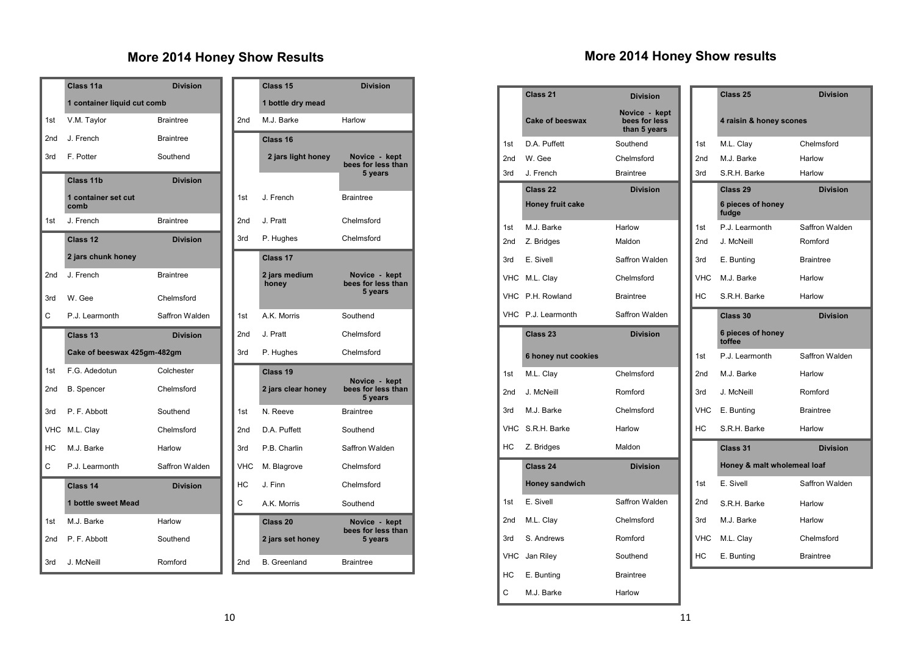## More 2014 Honey Show Results

| | Class 11a | Division |
|---|---|---|
| | 1 container liquid cut comb | |
| 1st | V.M. Taylor | Braintree |
| 2nd | J. French | Braintree |
| 3rd | F. Potter | Southend |

| | Class 11b | Division |
|---|---|---|
| | 1 container set cut comb | |
| 1st | J. French | Braintree |

| | Class 12 | Division |
|---|---|---|
| | 2 jars chunk honey | |
| 2nd | J. French | Braintree |
| 3rd | W. Gee | Chelmsford |
| C | P.J. Learmonth | Saffron Walden |

| | Class 13 | Division |
|---|---|---|
| | Cake of beeswax 425gm-482gm | |
| 1st | F.G. Adedotun | Colchester |
| 2nd | B. Spencer | Chelmsford |
| 3rd | P. F. Abbott | Southend |
| VHC | M.L. Clay | Chelmsford |
| HC | M.J. Barke | Harlow |
| C | P.J. Learmonth | Saffron Walden |

| | Class 14 | Division |
|---|---|---|
| | 1 bottle sweet Mead | |
| 1st | M.J. Barke | Harlow |
| 2nd | P. F. Abbott | Southend |
| 3rd | J. McNeill | Romford |

| | Class 15 | Division |
|---|---|---|
| | 1 bottle dry mead | |
| 2nd | M.J. Barke | Harlow |

| | Class 16 | |
|---|---|---|
| | 2 jars light honey | Novice - kept bees for less than 5 years |
| 1st | J. French | Braintree |
| 2nd | J. Pratt | Chelmsford |
| 3rd | P. Hughes | Chelmsford |

| | Class 17 | |
|---|---|---|
| | 2 jars medium honey | Novice - kept bees for less than 5 years |
| 1st | A.K. Morris | Southend |
| 2nd | J. Pratt | Chelmsford |
| 3rd | P. Hughes | Chelmsford |

| | Class 19 | |
|---|---|---|
| | 2 jars clear honey | Novice - kept bees for less than 5 years |
| 1st | N. Reeve | Braintree |
| 2nd | D.A. Puffett | Southend |
| 3rd | P.B. Charlin | Saffron Walden |
| VHC | M. Blagrove | Chelmsford |
| HC | J. Finn | Chelmsford |
| C | A.K. Morris | Southend |

| | Class 20 | Novice - kept bees for less than 5 years |
|---|---|---|
| | 2 jars set honey | |
| 2nd | B. Greenland | Braintree |

## More 2014 Honey Show results

| | Class 21 | Division |
|---|---|---|
| | Cake of beeswax | Novice - kept bees for less than 5 years |
| 1st | D.A. Puffett | Southend |
| 2nd | W. Gee | Chelmsford |
| 3rd | J. French | Braintree |

| | Class 22 | Division |
|---|---|---|
| | Honey fruit cake | |
| 1st | M.J. Barke | Harlow |
| 2nd | Z. Bridges | Maldon |
| 3rd | E. Sivell | Saffron Walden |
| VHC | M.L. Clay | Chelmsford |
| VHC | P.H. Rowland | Braintree |
| VHC | P.J. Learmonth | Saffron Walden |

| | Class 23 | Division |
|---|---|---|
| | 6 honey nut cookies | |
| 1st | M.L. Clay | Chelmsford |
| 2nd | J. McNeill | Romford |
| 3rd | M.J. Barke | Chelmsford |
| VHC | S.R.H. Barke | Harlow |
| HC | Z. Bridges | Maldon |

| | Class 24 | Division |
|---|---|---|
| | Honey sandwich | |
| 1st | E. Sivell | Saffron Walden |
| 2nd | M.L. Clay | Chelmsford |
| 3rd | S. Andrews | Romford |
| VHC | Jan Riley | Southend |
| HC | E. Bunting | Braintree |
| C | M.J. Barke | Harlow |

| | Class 25 | Division |
|---|---|---|
| | 4 raisin & honey scones | |
| 1st | M.L. Clay | Chelmsford |
| 2nd | M.J. Barke | Harlow |
| 3rd | S.R.H. Barke | Harlow |

| | Class 29 | Division |
|---|---|---|
| | 6 pieces of honey fudge | |
| 1st | P.J. Learmonth | Saffron Walden |
| 2nd | J. McNeill | Romford |
| 3rd | E. Bunting | Braintree |
| VHC | M.J. Barke | Harlow |
| HC | S.R.H. Barke | Harlow |

| | Class 30 | Division |
|---|---|---|
| | 6 pieces of honey toffee | |
| 1st | P.J. Learmonth | Saffron Walden |
| 2nd | M.J. Barke | Harlow |
| 3rd | J. McNeill | Romford |
| VHC | E. Bunting | Braintree |
| HC | S.R.H. Barke | Harlow |

| | Class 31 | Division |
|---|---|---|
| | Honey & malt wholemeal loaf | |
| 1st | E. Sivell | Saffron Walden |
| 2nd | S.R.H. Barke | Harlow |
| 3rd | M.J. Barke | Harlow |
| VHC | M.L. Clay | Chelmsford |
| HC | E. Bunting | Braintree |